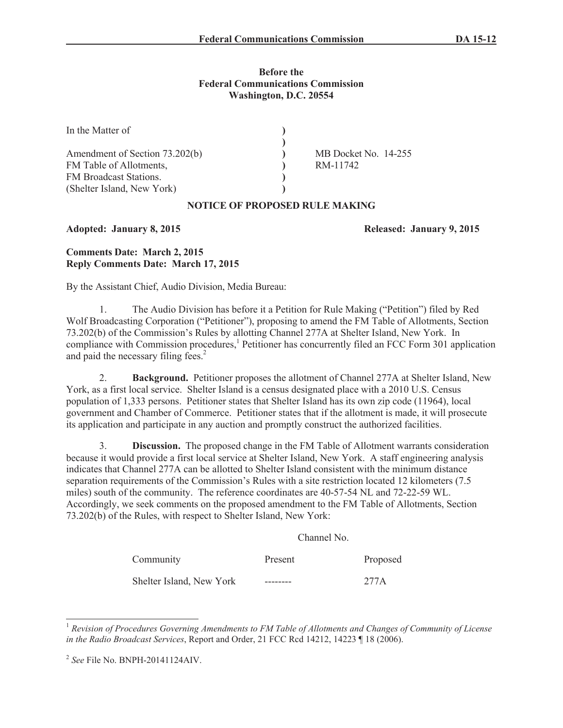**Before the**
**Federal Communications Commission**
**Washington, D.C. 20554**

| | | |
|---|---|---|
| In the Matter of | ) | |
| | ) | |
| Amendment of Section 73.202(b) | ) | MB Docket No. 14-255 |
| FM Table of Allotments, | ) | RM-11742 |
| FM Broadcast Stations. | ) | |
| (Shelter Island, New York) | ) | |

## NOTICE OF PROPOSED RULE MAKING

**Adopted: January 8, 2015** **Released: January 9, 2015**

**Comments Date: March 2, 2015**
**Reply Comments Date: March 17, 2015**

By the Assistant Chief, Audio Division, Media Bureau:

1. The Audio Division has before it a Petition for Rule Making ("Petition") filed by Red Wolf Broadcasting Corporation ("Petitioner"), proposing to amend the FM Table of Allotments, Section 73.202(b) of the Commission's Rules by allotting Channel 277A at Shelter Island, New York. In compliance with Commission procedures,[1] Petitioner has concurrently filed an FCC Form 301 application and paid the necessary filing fees.[2]

2. **Background.** Petitioner proposes the allotment of Channel 277A at Shelter Island, New York, as a first local service. Shelter Island is a census designated place with a 2010 U.S. Census population of 1,333 persons. Petitioner states that Shelter Island has its own zip code (11964), local government and Chamber of Commerce. Petitioner states that if the allotment is made, it will prosecute its application and participate in any auction and promptly construct the authorized facilities.

3. **Discussion.** The proposed change in the FM Table of Allotment warrants consideration because it would provide a first local service at Shelter Island, New York. A staff engineering analysis indicates that Channel 277A can be allotted to Shelter Island consistent with the minimum distance separation requirements of the Commission's Rules with a site restriction located 12 kilometers (7.5 miles) south of the community. The reference coordinates are 40-57-54 NL and 72-22-59 WL. Accordingly, we seek comments on the proposed amendment to the FM Table of Allotments, Section 73.202(b) of the Rules, with respect to Shelter Island, New York:

| | Channel No. | |
|---|---|---|
| Community | Present | Proposed |
| Shelter Island, New York | -------- | 277A |

[1] *Revision of Procedures Governing Amendments to FM Table of Allotments and Changes of Community of License in the Radio Broadcast Services*, Report and Order, 21 FCC Rcd 14212, 14223 ¶ 18 (2006).

[2] *See* File No. BNPH-20141124AIV.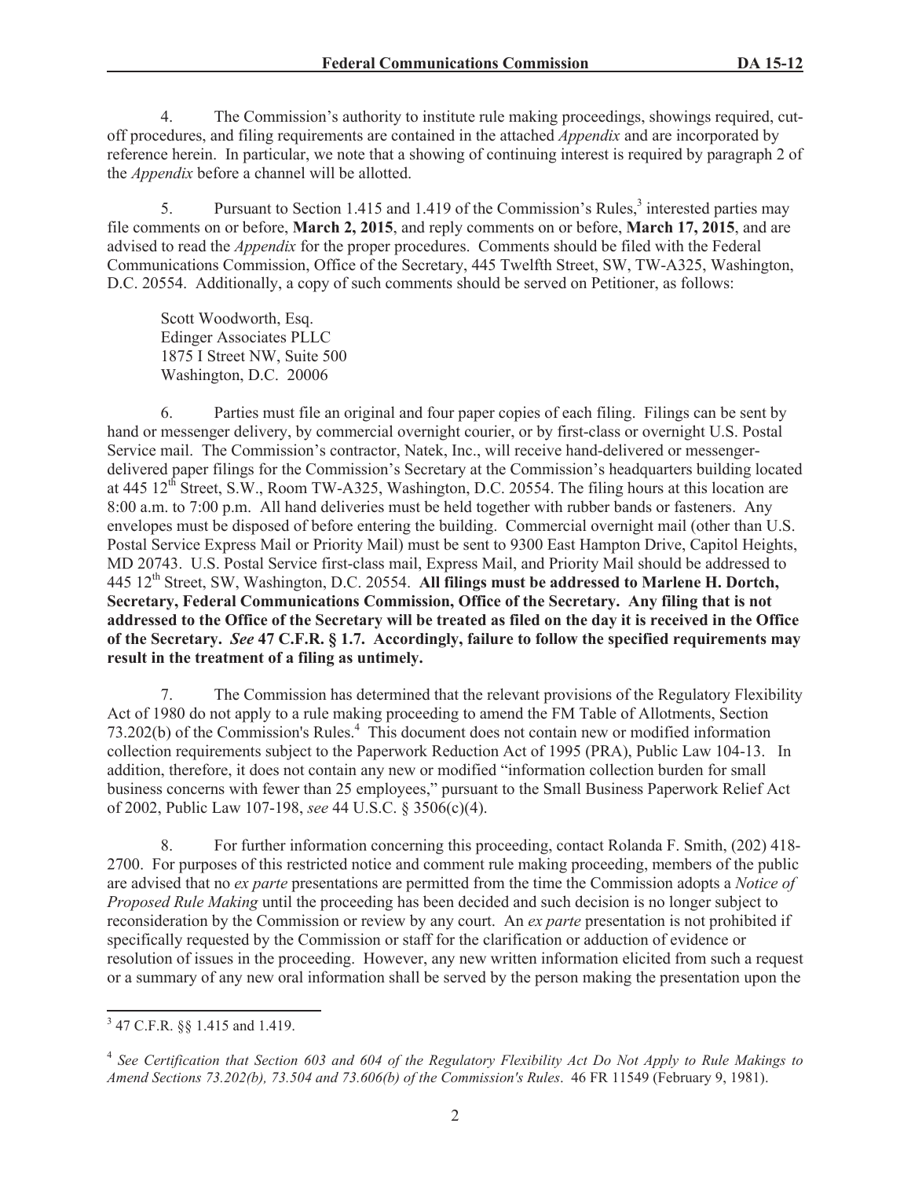4. The Commission's authority to institute rule making proceedings, showings required, cut-off procedures, and filing requirements are contained in the attached *Appendix* and are incorporated by reference herein. In particular, we note that a showing of continuing interest is required by paragraph 2 of the *Appendix* before a channel will be allotted.

5. Pursuant to Section 1.415 and 1.419 of the Commission's Rules,[3] interested parties may file comments on or before, **March 2, 2015**, and reply comments on or before, **March 17, 2015**, and are advised to read the *Appendix* for the proper procedures. Comments should be filed with the Federal Communications Commission, Office of the Secretary, 445 Twelfth Street, SW, TW-A325, Washington, D.C. 20554. Additionally, a copy of such comments should be served on Petitioner, as follows:

Scott Woodworth, Esq.
Edinger Associates PLLC
1875 I Street NW, Suite 500
Washington, D.C. 20006

6. Parties must file an original and four paper copies of each filing. Filings can be sent by hand or messenger delivery, by commercial overnight courier, or by first-class or overnight U.S. Postal Service mail. The Commission's contractor, Natek, Inc., will receive hand-delivered or messenger-delivered paper filings for the Commission's Secretary at the Commission's headquarters building located at 445 12th Street, S.W., Room TW-A325, Washington, D.C. 20554. The filing hours at this location are 8:00 a.m. to 7:00 p.m. All hand deliveries must be held together with rubber bands or fasteners. Any envelopes must be disposed of before entering the building. Commercial overnight mail (other than U.S. Postal Service Express Mail or Priority Mail) must be sent to 9300 East Hampton Drive, Capitol Heights, MD 20743. U.S. Postal Service first-class mail, Express Mail, and Priority Mail should be addressed to 445 12th Street, SW, Washington, D.C. 20554. **All filings must be addressed to Marlene H. Dortch, Secretary, Federal Communications Commission, Office of the Secretary. Any filing that is not addressed to the Office of the Secretary will be treated as filed on the day it is received in the Office of the Secretary. *See* 47 C.F.R. § 1.7. Accordingly, failure to follow the specified requirements may result in the treatment of a filing as untimely.**

7. The Commission has determined that the relevant provisions of the Regulatory Flexibility Act of 1980 do not apply to a rule making proceeding to amend the FM Table of Allotments, Section 73.202(b) of the Commission's Rules.[4] This document does not contain new or modified information collection requirements subject to the Paperwork Reduction Act of 1995 (PRA), Public Law 104-13. In addition, therefore, it does not contain any new or modified "information collection burden for small business concerns with fewer than 25 employees," pursuant to the Small Business Paperwork Relief Act of 2002, Public Law 107-198, *see* 44 U.S.C. § 3506(c)(4).

8. For further information concerning this proceeding, contact Rolanda F. Smith, (202) 418-2700. For purposes of this restricted notice and comment rule making proceeding, members of the public are advised that no *ex parte* presentations are permitted from the time the Commission adopts a *Notice of Proposed Rule Making* until the proceeding has been decided and such decision is no longer subject to reconsideration by the Commission or review by any court. An *ex parte* presentation is not prohibited if specifically requested by the Commission or staff for the clarification or adduction of evidence or resolution of issues in the proceeding. However, any new written information elicited from such a request or a summary of any new oral information shall be served by the person making the presentation upon the

---

[3] 47 C.F.R. §§ 1.415 and 1.419.

[4] *See Certification that Section 603 and 604 of the Regulatory Flexibility Act Do Not Apply to Rule Makings to Amend Sections 73.202(b), 73.504 and 73.606(b) of the Commission's Rules*. 46 FR 11549 (February 9, 1981).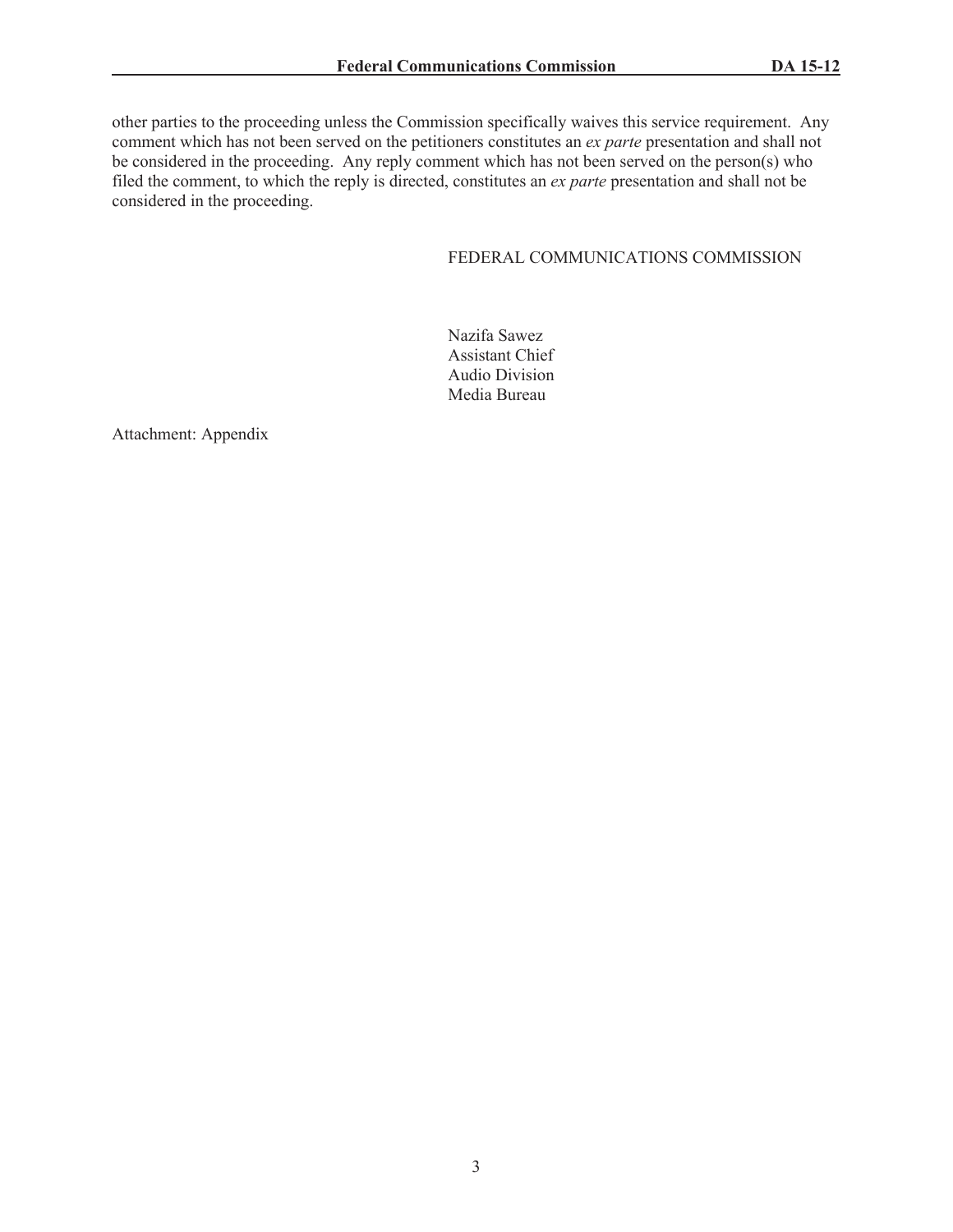other parties to the proceeding unless the Commission specifically waives this service requirement. Any comment which has not been served on the petitioners constitutes an *ex parte* presentation and shall not be considered in the proceeding. Any reply comment which has not been served on the person(s) who filed the comment, to which the reply is directed, constitutes an *ex parte* presentation and shall not be considered in the proceeding.

FEDERAL COMMUNICATIONS COMMISSION

Nazifa Sawez
Assistant Chief
Audio Division
Media Bureau

Attachment: Appendix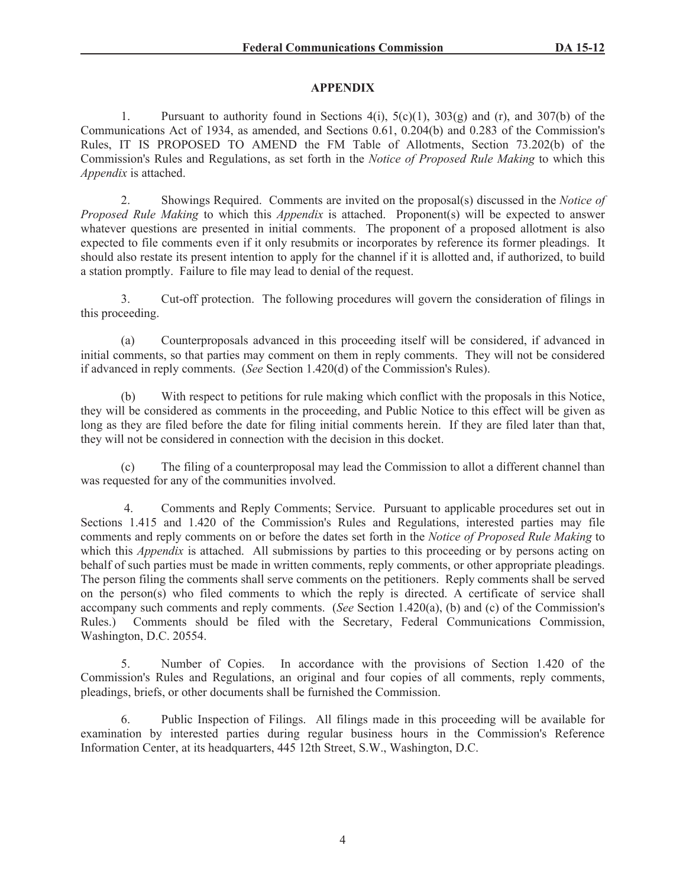## APPENDIX

1. Pursuant to authority found in Sections 4(i), 5(c)(1), 303(g) and (r), and 307(b) of the Communications Act of 1934, as amended, and Sections 0.61, 0.204(b) and 0.283 of the Commission's Rules, IT IS PROPOSED TO AMEND the FM Table of Allotments, Section 73.202(b) of the Commission's Rules and Regulations, as set forth in the *Notice of Proposed Rule Making* to which this *Appendix* is attached.

2. Showings Required. Comments are invited on the proposal(s) discussed in the *Notice of Proposed Rule Making* to which this *Appendix* is attached. Proponent(s) will be expected to answer whatever questions are presented in initial comments. The proponent of a proposed allotment is also expected to file comments even if it only resubmits or incorporates by reference its former pleadings. It should also restate its present intention to apply for the channel if it is allotted and, if authorized, to build a station promptly. Failure to file may lead to denial of the request.

3. Cut-off protection. The following procedures will govern the consideration of filings in this proceeding.

(a) Counterproposals advanced in this proceeding itself will be considered, if advanced in initial comments, so that parties may comment on them in reply comments. They will not be considered if advanced in reply comments. (*See* Section 1.420(d) of the Commission's Rules).

(b) With respect to petitions for rule making which conflict with the proposals in this Notice, they will be considered as comments in the proceeding, and Public Notice to this effect will be given as long as they are filed before the date for filing initial comments herein. If they are filed later than that, they will not be considered in connection with the decision in this docket.

(c) The filing of a counterproposal may lead the Commission to allot a different channel than was requested for any of the communities involved.

4. Comments and Reply Comments; Service. Pursuant to applicable procedures set out in Sections 1.415 and 1.420 of the Commission's Rules and Regulations, interested parties may file comments and reply comments on or before the dates set forth in the *Notice of Proposed Rule Making* to which this *Appendix* is attached. All submissions by parties to this proceeding or by persons acting on behalf of such parties must be made in written comments, reply comments, or other appropriate pleadings. The person filing the comments shall serve comments on the petitioners. Reply comments shall be served on the person(s) who filed comments to which the reply is directed. A certificate of service shall accompany such comments and reply comments. (*See* Section 1.420(a), (b) and (c) of the Commission's Rules.) Comments should be filed with the Secretary, Federal Communications Commission, Washington, D.C. 20554.

5. Number of Copies. In accordance with the provisions of Section 1.420 of the Commission's Rules and Regulations, an original and four copies of all comments, reply comments, pleadings, briefs, or other documents shall be furnished the Commission.

6. Public Inspection of Filings. All filings made in this proceeding will be available for examination by interested parties during regular business hours in the Commission's Reference Information Center, at its headquarters, 445 12th Street, S.W., Washington, D.C.